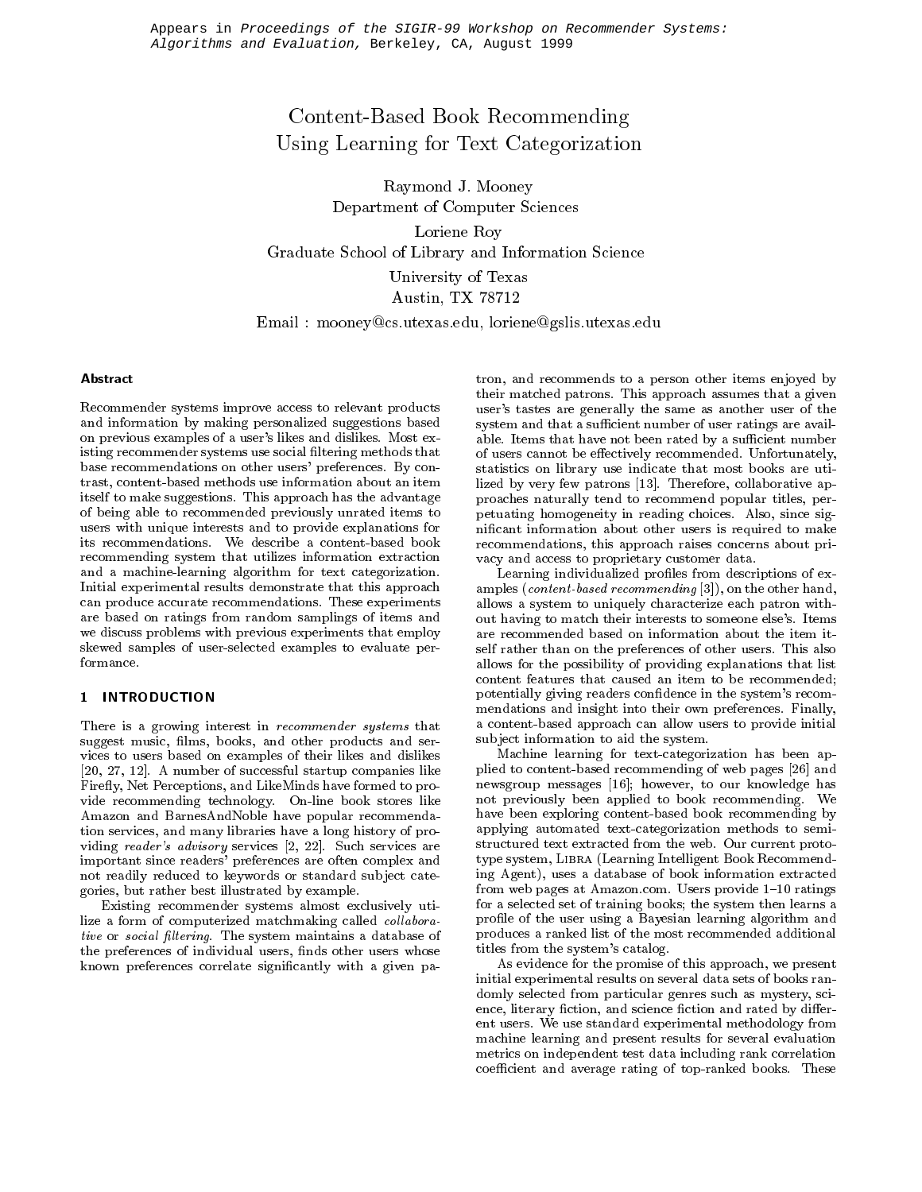Appears in *Proceedings of the SIGIR-99 Workshop on Recommender Systems: Algorithms and Evaluation,* Berkeley, CA, August 1999

# Content-Based Book Recommending Using Learning for Text Categorization

Raymond J. Mooney
Department of Computer Sciences

Loriene Roy
Graduate School of Library and Information Science

University of Texas
Austin, TX 78712

Email : mooney@cs.utexas.edu, loriene@gslis.utexas.edu

## Abstract

Recommender systems improve access to relevant products and information by making personalized suggestions based on previous examples of a user's likes and dislikes. Most existing recommender systems use social filtering methods that base recommendations on other users' preferences. By contrast, content-based methods use information about an item itself to make suggestions. This approach has the advantage of being able to recommended previously unrated items to users with unique interests and to provide explanations for its recommendations. We describe a content-based book recommending system that utilizes information extraction and a machine-learning algorithm for text categorization. Initial experimental results demonstrate that this approach can produce accurate recommendations. These experiments are based on ratings from random samplings of items and we discuss problems with previous experiments that employ skewed samples of user-selected examples to evaluate performance.

## 1 INTRODUCTION

There is a growing interest in *recommender systems* that suggest music, films, books, and other products and services to users based on examples of their likes and dislikes [20, 27, 12]. A number of successful startup companies like Firefly, Net Perceptions, and LikeMinds have formed to provide recommending technology. On-line book stores like Amazon and BarnesAndNoble have popular recommendation services, and many libraries have a long history of providing *reader's advisory* services [2, 22]. Such services are important since readers' preferences are often complex and not readily reduced to keywords or standard subject categories, but rather best illustrated by example.

Existing recommender systems almost exclusively utilize a form of computerized matchmaking called *collaborative* or *social filtering*. The system maintains a database of the preferences of individual users, finds other users whose known preferences correlate significantly with a given patron, and recommends to a person other items enjoyed by their matched patrons. This approach assumes that a given user's tastes are generally the same as another user of the system and that a sufficient number of user ratings are available. Items that have not been rated by a sufficient number of users cannot be effectively recommended. Unfortunately, statistics on library use indicate that most books are utilized by very few patrons [13]. Therefore, collaborative approaches naturally tend to recommend popular titles, perpetuating homogeneity in reading choices. Also, since significant information about other users is required to make recommendations, this approach raises concerns about privacy and access to proprietary customer data.

Learning individualized profiles from descriptions of examples (*content-based recommending* [3]), on the other hand, allows a system to uniquely characterize each patron without having to match their interests to someone else's. Items are recommended based on information about the item itself rather than on the preferences of other users. This also allows for the possibility of providing explanations that list content features that caused an item to be recommended; potentially giving readers confidence in the system's recommendations and insight into their own preferences. Finally, a content-based approach can allow users to provide initial subject information to aid the system.

Machine learning for text-categorization has been applied to content-based recommending of web pages [26] and newsgroup messages [16]; however, to our knowledge has not previously been applied to book recommending. We have been exploring content-based book recommending by applying automated text-categorization methods to semi-structured text extracted from the web. Our current prototype system, LIBRA (Learning Intelligent Book Recommending Agent), uses a database of book information extracted from web pages at Amazon.com. Users provide 1–10 ratings for a selected set of training books; the system then learns a profile of the user using a Bayesian learning algorithm and produces a ranked list of the most recommended additional titles from the system's catalog.

As evidence for the promise of this approach, we present initial experimental results on several data sets of books randomly selected from particular genres such as mystery, science, literary fiction, and science fiction and rated by different users. We use standard experimental methodology from machine learning and present results for several evaluation metrics on independent test data including rank correlation coefficient and average rating of top-ranked books. These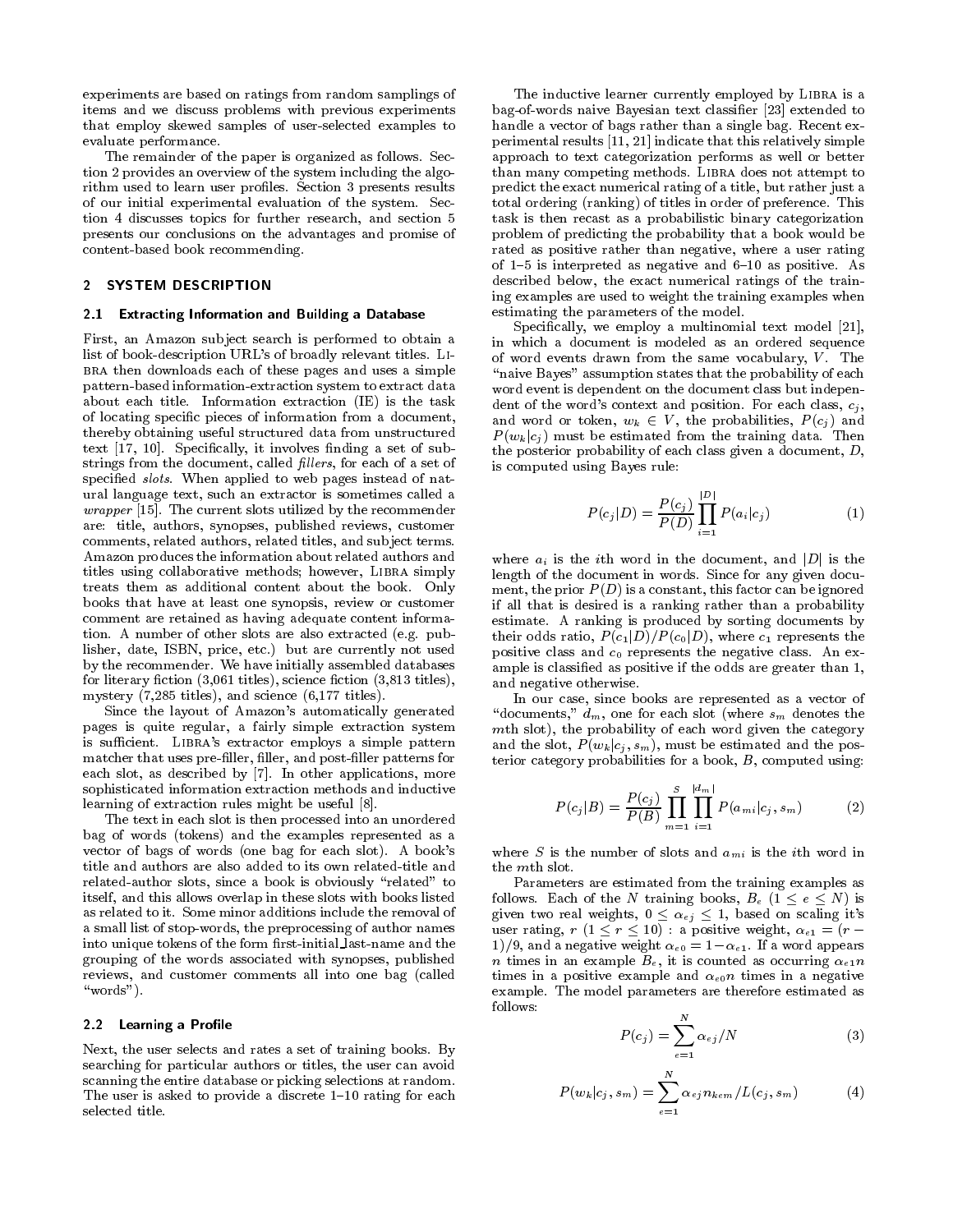experiments are based on ratings from random samplings of items and we discuss problems with previous experiments that employ skewed samples of user-selected examples to evaluate performance.

The remainder of the paper is organized as follows. Section 2 provides an overview of the system including the algorithm used to learn user profiles. Section 3 presents results of our initial experimental evaluation of the system. Section 4 discusses topics for further research, and section 5 presents our conclusions on the advantages and promise of content-based book recommending.

## 2 SYSTEM DESCRIPTION

### 2.1 Extracting Information and Building a Database

First, an Amazon subject search is performed to obtain a list of book-description URL's of broadly relevant titles. Libra then downloads each of these pages and uses a simple pattern-based information-extraction system to extract data about each title. Information extraction (IE) is the task of locating specific pieces of information from a document, thereby obtaining useful structured data from unstructured text [17, 10]. Specifically, it involves finding a set of substrings from the document, called *fillers*, for each of a set of specified *slots*. When applied to web pages instead of natural language text, such an extractor is sometimes called a *wrapper* [15]. The current slots utilized by the recommender are: title, authors, synopses, published reviews, customer comments, related authors, related titles, and subject terms. Amazon produces the information about related authors and titles using collaborative methods; however, Libra simply treats them as additional content about the book. Only books that have at least one synopsis, review or customer comment are retained as having adequate content information. A number of other slots are also extracted (e.g. publisher, date, ISBN, price, etc.) but are currently not used by the recommender. We have initially assembled databases for literary fiction (3,061 titles), science fiction (3,813 titles), mystery (7,285 titles), and science (6,177 titles).

Since the layout of Amazon's automatically generated pages is quite regular, a fairly simple extraction system is sufficient. Libra's extractor employs a simple pattern matcher that uses pre-filler, filler, and post-filler patterns for each slot, as described by [7]. In other applications, more sophisticated information extraction methods and inductive learning of extraction rules might be useful [8].

The text in each slot is then processed into an unordered bag of words (tokens) and the examples represented as a vector of bags of words (one bag for each slot). A book's title and authors are also added to its own related-title and related-author slots, since a book is obviously "related" to itself, and this allows overlap in these slots with books listed as related to it. Some minor additions include the removal of a small list of stop-words, the preprocessing of author names into unique tokens of the form first-initial_last-name and the grouping of the words associated with synopses, published reviews, and customer comments all into one bag (called "words").

### 2.2 Learning a Profile

Next, the user selects and rates a set of training books. By searching for particular authors or titles, the user can avoid scanning the entire database or picking selections at random. The user is asked to provide a discrete 1–10 rating for each selected title.

The inductive learner currently employed by Libra is a bag-of-words naive Bayesian text classifier [23] extended to handle a vector of bags rather than a single bag. Recent experimental results [11, 21] indicate that this relatively simple approach to text categorization performs as well or better than many competing methods. Libra does not attempt to predict the exact numerical rating of a title, but rather just a total ordering (ranking) of titles in order of preference. This task is then recast as a probabilistic binary categorization problem of predicting the probability that a book would be rated as positive rather than negative, where a user rating of 1–5 is interpreted as negative and 6–10 as positive. As described below, the exact numerical ratings of the training examples are used to weight the training examples when estimating the parameters of the model.

Specifically, we employ a multinomial text model [21], in which a document is modeled as an ordered sequence of word events drawn from the same vocabulary, $V$. The "naive Bayes" assumption states that the probability of each word event is dependent on the document class but independent of the word's context and position. For each class, $c_j$, and word or token, $w_k \in V$, the probabilities, $P(c_j)$ and $P(w_k|c_j)$ must be estimated from the training data. Then the posterior probability of each class given a document, $D$, is computed using Bayes rule:

$$P(c_j|D) = \frac{P(c_j)}{P(D)} \prod_{i=1}^{|D|} P(a_i|c_j) \quad (1)$$

where $a_i$ is the $i$th word in the document, and $|D|$ is the length of the document in words. Since for any given document, the prior $P(D)$ is a constant, this factor can be ignored if all that is desired is a ranking rather than a probability estimate. A ranking is produced by sorting documents by their odds ratio, $P(c_1|D)/P(c_0|D)$, where $c_1$ represents the positive class and $c_0$ represents the negative class. An example is classified as positive if the odds are greater than 1, and negative otherwise.

In our case, since books are represented as a vector of "documents," $d_m$, one for each slot (where $s_m$ denotes the $m$th slot), the probability of each word given the category and the slot, $P(w_k|c_j, s_m)$, must be estimated and the posterior category probabilities for a book, $B$, computed using:

$$P(c_j|B) = \frac{P(c_j)}{P(B)} \prod_{m=1}^{S} \prod_{i=1}^{|d_m|} P(a_{mi}|c_j, s_m) \quad (2)$$

where $S$ is the number of slots and $a_{mi}$ is the $i$th word in the $m$th slot.

Parameters are estimated from the training examples as follows. Each of the $N$ training books, $B_e$ $(1 \leq e \leq N)$ is given two real weights, $0 \leq \alpha_{ej} \leq 1$, based on scaling it's user rating, $r$ $(1 \leq r \leq 10)$ : a positive weight, $\alpha_{e1} = (r - 1)/9$, and a negative weight $\alpha_{e0} = 1 - \alpha_{e1}$. If a word appears $n$ times in an example $B_e$, it is counted as occurring $\alpha_{e1}n$ times in a positive example and $\alpha_{e0}n$ times in a negative example. The model parameters are therefore estimated as follows:

$$P(c_j) = \sum_{e=1}^{N} \alpha_{ej}/N \quad (3)$$

$$P(w_k|c_j, s_m) = \sum_{e=1}^{N} \alpha_{ej} n_{kem}/L(c_j, s_m) \quad (4)$$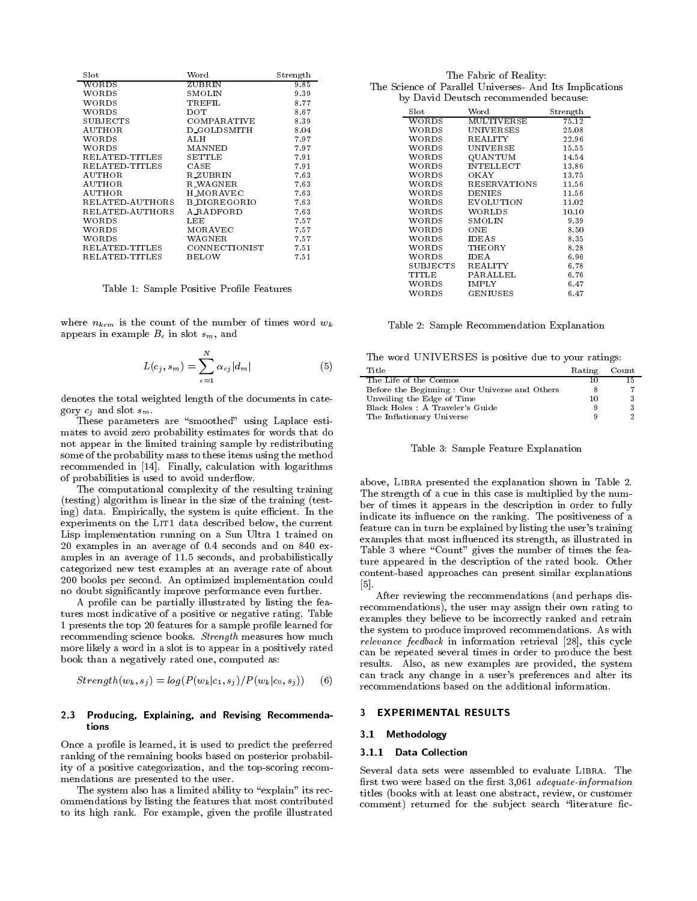| Slot | Word | Strength |
|---|---|---|
| WORDS | ZUBRIN | 9.85 |
| WORDS | SMOLIN | 9.39 |
| WORDS | TREFIL | 8.77 |
| WORDS | DOT | 8.67 |
| SUBJECTS | COMPARATIVE | 8.39 |
| AUTHOR | D_GOLDSMITH | 8.04 |
| WORDS | ALH | 7.97 |
| WORDS | MANNED | 7.97 |
| RELATED-TITLES | SETTLE | 7.91 |
| RELATED-TITLES | CASE | 7.91 |
| AUTHOR | R_ZUBRIN | 7.63 |
| AUTHOR | R_WAGNER | 7.63 |
| AUTHOR | H_MORAVEC | 7.63 |
| RELATED-AUTHORS | B_DIGREGORIO | 7.63 |
| RELATED-AUTHORS | A_RADFORD | 7.63 |
| WORDS | LEE | 7.57 |
| WORDS | MORAVEC | 7.57 |
| WORDS | WAGNER | 7.57 |
| RELATED-TITLES | CONNECTIONIST | 7.51 |
| RELATED-TITLES | BELOW | 7.51 |

Table 1: Sample Positive Profile Features

where $n_{kem}$ is the count of the number of times word $w_k$ appears in example $B_e$ in slot $s_m$, and

$$L(c_j, s_m) = \sum_{e=1}^{N} \alpha_{ej} |d_m| \tag{5}$$

denotes the total weighted length of the documents in category $c_j$ and slot $s_m$.

These parameters are "smoothed" using Laplace estimates to avoid zero probability estimates for words that do not appear in the limited training sample by redistributing some of the probability mass to these items using the method recommended in [14]. Finally, calculation with logarithms of probabilities is used to avoid underflow.

The computational complexity of the resulting training (testing) algorithm is linear in the size of the training (testing) data. Empirically, the system is quite efficient. In the experiments on the Lit1 data described below, the current Lisp implementation running on a Sun Ultra 1 trained on 20 examples in an average of 0.4 seconds and on 840 examples in an average of 11.5 seconds, and probabilistically categorized new test examples at an average rate of about 200 books per second. An optimized implementation could no doubt significantly improve performance even further.

A profile can be partially illustrated by listing the features most indicative of a positive or negative rating. Table 1 presents the top 20 features for a sample profile learned for recommending science books. *Strength* measures how much more likely a word in a slot is to appear in a positively rated book than a negatively rated one, computed as:

$$Strength(w_k, s_j) = log(P(w_k|c_1, s_j)/P(w_k|c_0, s_j)) \tag{6}$$

### 2.3 Producing, Explaining, and Revising Recommendations

Once a profile is learned, it is used to predict the preferred ranking of the remaining books based on posterior probability of a positive categorization, and the top-scoring recommendations are presented to the user.

The system also has a limited ability to "explain" its recommendations by listing the features that most contributed to its high rank. For example, given the profile illustrated above, Libra presented the explanation shown in Table 2. The strength of a cue in this case is multiplied by the number of times it appears in the description in order to fully indicate its influence on the ranking. The positiveness of a feature can in turn be explained by listing the user's training examples that most influenced its strength, as illustrated in Table 3 where "Count" gives the number of times the feature appeared in the description of the rated book. Other content-based approaches can present similar explanations [5].

The Fabric of Reality:
The Science of Parallel Universes- And Its Implications
by David Deutsch recommended because:

| Slot | Word | Strength |
|---|---|---|
| WORDS | MULTIVERSE | 75.12 |
| WORDS | UNIVERSES | 25.08 |
| WORDS | REALITY | 22.96 |
| WORDS | UNIVERSE | 15.55 |
| WORDS | QUANTUM | 14.54 |
| WORDS | INTELLECT | 13.86 |
| WORDS | OKAY | 13.75 |
| WORDS | RESERVATIONS | 11.56 |
| WORDS | DENIES | 11.56 |
| WORDS | EVOLUTION | 11.02 |
| WORDS | WORLDS | 10.10 |
| WORDS | SMOLIN | 9.39 |
| WORDS | ONE | 8.50 |
| WORDS | IDEAS | 8.35 |
| WORDS | THEORY | 8.28 |
| WORDS | IDEA | 6.96 |
| SUBJECTS | REALITY | 6.78 |
| TITLE | PARALLEL | 6.76 |
| WORDS | IMPLY | 6.47 |
| WORDS | GENIUSES | 6.47 |

Table 2: Sample Recommendation Explanation

The word UNIVERSES is positive due to your ratings:

| Title | Rating | Count |
|---|---|---|
| The Life of the Cosmos | 10 | 15 |
| Before the Beginning : Our Universe and Others | 8 | 7 |
| Unveiling the Edge of Time | 10 | 3 |
| Black Holes : A Traveler's Guide | 9 | 3 |
| The Inflationary Universe | 9 | 2 |

Table 3: Sample Feature Explanation

After reviewing the recommendations (and perhaps disrecommendations), the user may assign their own rating to examples they believe to be incorrectly ranked and retrain the system to produce improved recommendations. As with *relevance feedback* in information retrieval [28], this cycle can be repeated several times in order to produce the best results. Also, as new examples are provided, the system can track any change in a user's preferences and alter its recommendations based on the additional information.

## 3 EXPERIMENTAL RESULTS

### 3.1 Methodology

#### 3.1.1 Data Collection

Several data sets were assembled to evaluate Libra. The first two were based on the first 3,061 *adequate-information* titles (books with at least one abstract, review, or customer comment) returned for the subject search "literature fic-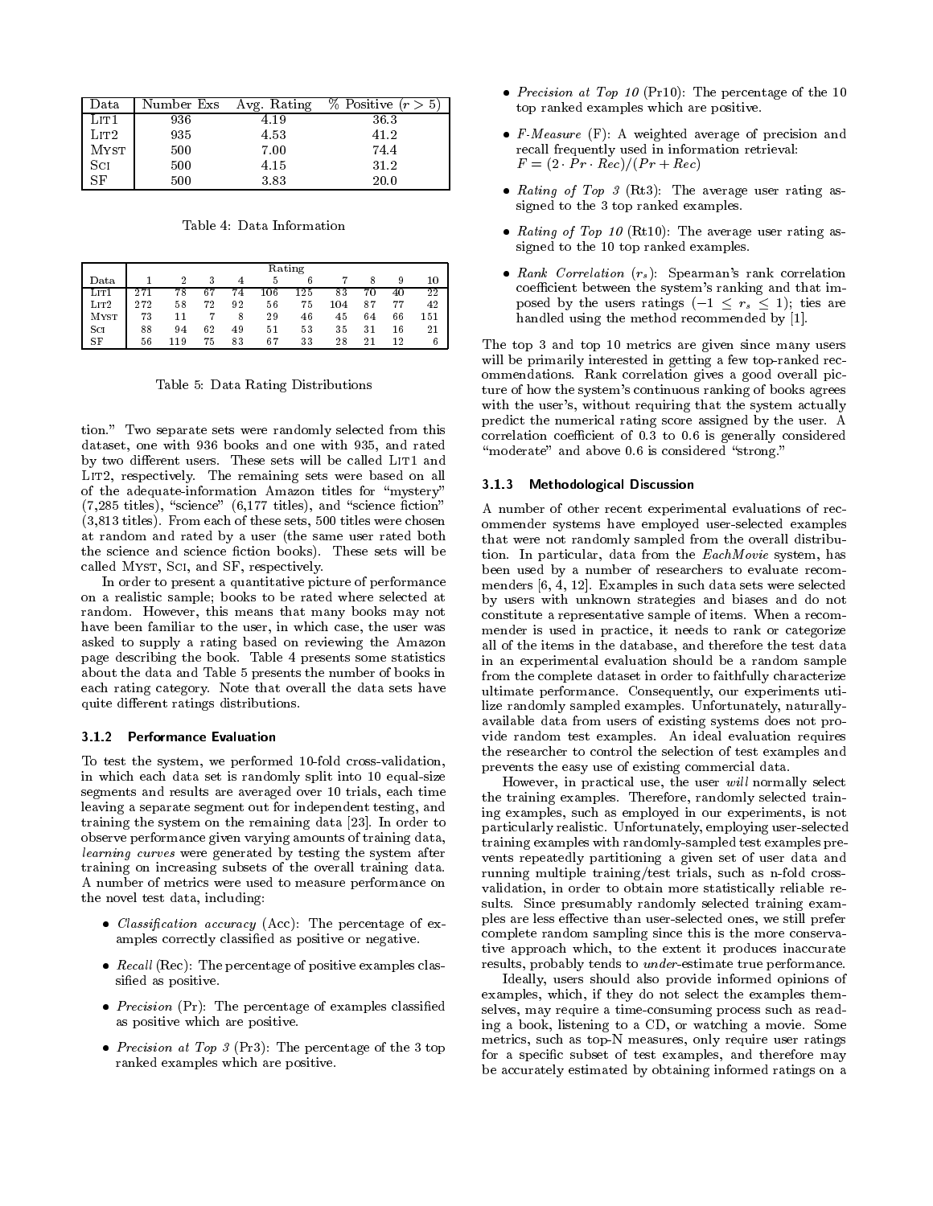| Data | Number Exs | Avg. Rating | % Positive ($r > 5$) |
|---|---|---|---|
| LIT1 | 936 | 4.19 | 36.3 |
| LIT2 | 935 | 4.53 | 41.2 |
| MYST | 500 | 7.00 | 74.4 |
| SCI | 500 | 4.15 | 31.2 |
| SF | 500 | 3.83 | 20.0 |

Table 4: Data Information

| | Rating | | | | | | | | | |
|---|---|---|---|---|---|---|---|---|---|---|
| Data | 1 | 2 | 3 | 4 | 5 | 6 | 7 | 8 | 9 | 10 |
| LIT1 | 271 | 78 | 67 | 74 | 106 | 125 | 83 | 70 | 40 | 22 |
| LIT2 | 272 | 58 | 72 | 92 | 56 | 75 | 104 | 87 | 77 | 42 |
| MYST | 73 | 11 | 7 | 8 | 29 | 46 | 45 | 64 | 66 | 151 |
| SCI | 88 | 94 | 62 | 49 | 51 | 53 | 35 | 31 | 16 | 21 |
| SF | 56 | 119 | 75 | 83 | 67 | 33 | 28 | 21 | 12 | 6 |

Table 5: Data Rating Distributions

tion." Two separate sets were randomly selected from this dataset, one with 936 books and one with 935, and rated by two different users. These sets will be called LIT1 and LIT2, respectively. The remaining sets were based on all of the adequate-information Amazon titles for "mystery" (7,285 titles), "science" (6,177 titles), and "science fiction" (3,813 titles). From each of these sets, 500 titles were chosen at random and rated by a user (the same user rated both the science and science fiction books). These sets will be called MYST, SCI, and SF, respectively.

In order to present a quantitative picture of performance on a realistic sample; books to be rated where selected at random. However, this means that many books may not have been familiar to the user, in which case, the user was asked to supply a rating based on reviewing the Amazon page describing the book. Table 4 presents some statistics about the data and Table 5 presents the number of books in each rating category. Note that overall the data sets have quite different ratings distributions.

### 3.1.2 Performance Evaluation

To test the system, we performed 10-fold cross-validation, in which each data set is randomly split into 10 equal-size segments and results are averaged over 10 trials, each time leaving a separate segment out for independent testing, and training the system on the remaining data [23]. In order to observe performance given varying amounts of training data, *learning curves* were generated by testing the system after training on increasing subsets of the overall training data. A number of metrics were used to measure performance on the novel test data, including:

- *Classification accuracy* (Acc): The percentage of examples correctly classified as positive or negative.
- *Recall* (Rec): The percentage of positive examples classified as positive.
- *Precision* (Pr): The percentage of examples classified as positive which are positive.
- *Precision at Top 3* (Pr3): The percentage of the 3 top ranked examples which are positive.
- *Precision at Top 10* (Pr10): The percentage of the 10 top ranked examples which are positive.
- *F-Measure* (F): A weighted average of precision and recall frequently used in information retrieval: $F = (2 \cdot Pr \cdot Rec)/(Pr + Rec)$
- *Rating of Top 3* (Rt3): The average user rating assigned to the 3 top ranked examples.
- *Rating of Top 10* (Rt10): The average user rating assigned to the 10 top ranked examples.
- *Rank Correlation* ($r_s$): Spearman's rank correlation coefficient between the system's ranking and that imposed by the users ratings ($-1 \leq r_s \leq 1$); ties are handled using the method recommended by [1].

The top 3 and top 10 metrics are given since many users will be primarily interested in getting a few top-ranked recommendations. Rank correlation gives a good overall picture of how the system's continuous ranking of books agrees with the user's, without requiring that the system actually predict the numerical rating score assigned by the user. A correlation coefficient of 0.3 to 0.6 is generally considered "moderate" and above 0.6 is considered "strong."

### 3.1.3 Methodological Discussion

A number of other recent experimental evaluations of recommender systems have employed user-selected examples that were not randomly sampled from the overall distribution. In particular, data from the *EachMovie* system, has been used by a number of researchers to evaluate recommenders [6, 4, 12]. Examples in such data sets were selected by users with unknown strategies and biases and do not constitute a representative sample of items. When a recommender is used in practice, it needs to rank or categorize all of the items in the database, and therefore the test data in an experimental evaluation should be a random sample from the complete dataset in order to faithfully characterize ultimate performance. Consequently, our experiments utilize randomly sampled examples. Unfortunately, naturally-available data from users of existing systems does not provide random test examples. An ideal evaluation requires the researcher to control the selection of test examples and prevents the easy use of existing commercial data.

However, in practical use, the user *will* normally select the training examples. Therefore, randomly selected training examples, such as employed in our experiments, is not particularly realistic. Unfortunately, employing user-selected training examples with randomly-sampled test examples prevents repeatedly partitioning a given set of user data and running multiple training/test trials, such as n-fold cross-validation, in order to obtain more statistically reliable results. Since presumably randomly selected training examples are less effective than user-selected ones, we still prefer complete random sampling since this is the more conservative approach which, to the extent it produces inaccurate results, probably tends to *under*-estimate true performance.

Ideally, users should also provide informed opinions of examples, which, if they do not select the examples themselves, may require a time-consuming process such as reading a book, listening to a CD, or watching a movie. Some metrics, such as top-N measures, only require user ratings for a specific subset of test examples, and therefore may be accurately estimated by obtaining informed ratings on a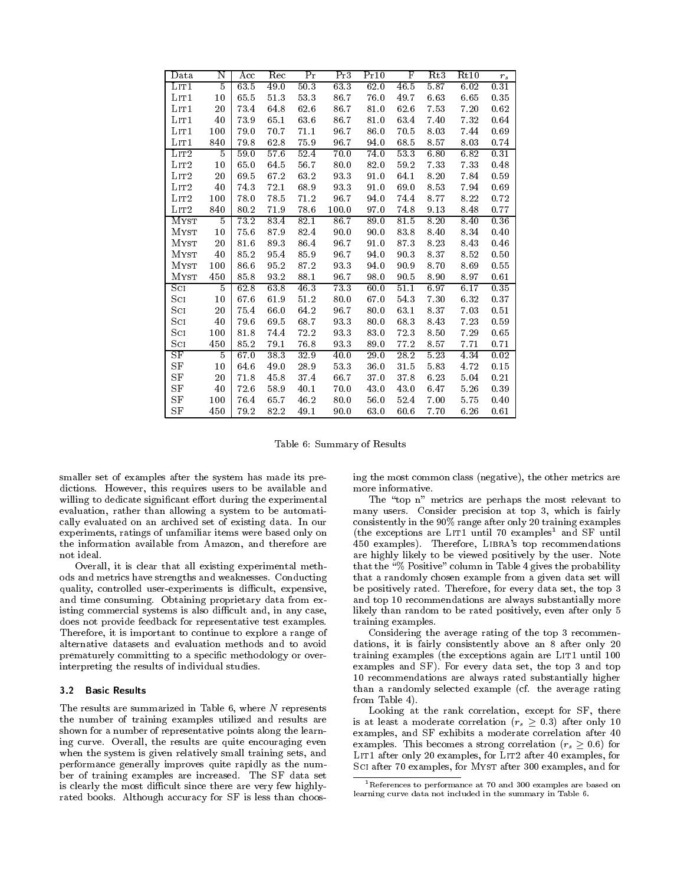| Data | N | Acc | Rec | Pr | Pr3 | Pr10 | F | Rt3 | Rt10 | $r_s$ |
|---|---|---|---|---|---|---|---|---|---|---|
| Lit1 | 5 | 63.5 | 49.0 | 50.3 | 63.3 | 62.0 | 46.5 | 5.87 | 6.02 | 0.31 |
| Lit1 | 10 | 65.5 | 51.3 | 53.3 | 86.7 | 76.0 | 49.7 | 6.63 | 6.65 | 0.35 |
| Lit1 | 20 | 73.4 | 64.8 | 62.6 | 86.7 | 81.0 | 62.6 | 7.53 | 7.20 | 0.62 |
| Lit1 | 40 | 73.9 | 65.1 | 63.6 | 86.7 | 81.0 | 63.4 | 7.40 | 7.32 | 0.64 |
| Lit1 | 100 | 79.0 | 70.7 | 71.1 | 96.7 | 86.0 | 70.5 | 8.03 | 7.44 | 0.69 |
| Lit1 | 840 | 79.8 | 62.8 | 75.9 | 96.7 | 94.0 | 68.5 | 8.57 | 8.03 | 0.74 |
| Lit2 | 5 | 59.0 | 57.6 | 52.4 | 70.0 | 74.0 | 53.3 | 6.80 | 6.82 | 0.31 |
| Lit2 | 10 | 65.0 | 64.5 | 56.7 | 80.0 | 82.0 | 59.2 | 7.33 | 7.33 | 0.48 |
| Lit2 | 20 | 69.5 | 67.2 | 63.2 | 93.3 | 91.0 | 64.1 | 8.20 | 7.84 | 0.59 |
| Lit2 | 40 | 74.3 | 72.1 | 68.9 | 93.3 | 91.0 | 69.0 | 8.53 | 7.94 | 0.69 |
| Lit2 | 100 | 78.0 | 78.5 | 71.2 | 96.7 | 94.0 | 74.4 | 8.77 | 8.22 | 0.72 |
| Lit2 | 840 | 80.2 | 71.9 | 78.6 | 100.0 | 97.0 | 74.8 | 9.13 | 8.48 | 0.77 |
| Myst | 5 | 73.2 | 83.4 | 82.1 | 86.7 | 89.0 | 81.5 | 8.20 | 8.40 | 0.36 |
| Myst | 10 | 75.6 | 87.9 | 82.4 | 90.0 | 90.0 | 83.8 | 8.40 | 8.34 | 0.40 |
| Myst | 20 | 81.6 | 89.3 | 86.4 | 96.7 | 91.0 | 87.3 | 8.23 | 8.43 | 0.46 |
| Myst | 40 | 85.2 | 95.4 | 85.9 | 96.7 | 94.0 | 90.3 | 8.37 | 8.52 | 0.50 |
| Myst | 100 | 86.6 | 95.2 | 87.2 | 93.3 | 94.0 | 90.9 | 8.70 | 8.69 | 0.55 |
| Myst | 450 | 85.8 | 93.2 | 88.1 | 96.7 | 98.0 | 90.5 | 8.90 | 8.97 | 0.61 |
| Sci | 5 | 62.8 | 63.8 | 46.3 | 73.3 | 60.0 | 51.1 | 6.97 | 6.17 | 0.35 |
| Sci | 10 | 67.6 | 61.9 | 51.2 | 80.0 | 67.0 | 54.3 | 7.30 | 6.32 | 0.37 |
| Sci | 20 | 75.4 | 66.0 | 64.2 | 96.7 | 80.0 | 63.1 | 8.37 | 7.03 | 0.51 |
| Sci | 40 | 79.6 | 69.5 | 68.7 | 93.3 | 80.0 | 68.3 | 8.43 | 7.23 | 0.59 |
| Sci | 100 | 81.8 | 74.4 | 72.2 | 93.3 | 83.0 | 72.3 | 8.50 | 7.29 | 0.65 |
| Sci | 450 | 85.2 | 79.1 | 76.8 | 93.3 | 89.0 | 77.2 | 8.57 | 7.71 | 0.71 |
| SF | 5 | 67.0 | 38.3 | 32.9 | 40.0 | 29.0 | 28.2 | 5.23 | 4.34 | 0.02 |
| SF | 10 | 64.6 | 49.0 | 28.9 | 53.3 | 36.0 | 31.5 | 5.83 | 4.72 | 0.15 |
| SF | 20 | 71.8 | 45.8 | 37.4 | 66.7 | 37.0 | 37.8 | 6.23 | 5.04 | 0.21 |
| SF | 40 | 72.6 | 58.9 | 40.1 | 70.0 | 43.0 | 43.0 | 6.47 | 5.26 | 0.39 |
| SF | 100 | 76.4 | 65.7 | 46.2 | 80.0 | 56.0 | 52.4 | 7.00 | 5.75 | 0.40 |
| SF | 450 | 79.2 | 82.2 | 49.1 | 90.0 | 63.0 | 60.6 | 7.70 | 6.26 | 0.61 |

Table 6: Summary of Results

smaller set of examples after the system has made its predictions. However, this requires users to be available and willing to dedicate significant effort during the experimental evaluation, rather than allowing a system to be automatically evaluated on an archived set of existing data. In our experiments, ratings of unfamiliar items were based only on the information available from Amazon, and therefore are not ideal.

Overall, it is clear that all existing experimental methods and metrics have strengths and weaknesses. Conducting quality, controlled user-experiments is difficult, expensive, and time consuming. Obtaining proprietary data from existing commercial systems is also difficult and, in any case, does not provide feedback for representative test examples. Therefore, it is important to continue to explore a range of alternative datasets and evaluation methods and to avoid prematurely committing to a specific methodology or over-interpreting the results of individual studies.

### 3.2 Basic Results

The results are summarized in Table 6, where $N$ represents the number of training examples utilized and results are shown for a number of representative points along the learning curve. Overall, the results are quite encouraging even when the system is given relatively small training sets, and performance generally improves quite rapidly as the number of training examples are increased. The SF data set is clearly the most difficult since there are very few highly-rated books. Although accuracy for SF is less than choosing the most common class (negative), the other metrics are more informative.

The "top n" metrics are perhaps the most relevant to many users. Consider precision at top 3, which is fairly consistently in the 90% range after only 20 training examples (the exceptions are Lit1 until 70 examples[1] and SF until 450 examples). Therefore, Libra's top recommendations are highly likely to be viewed positively by the user. Note that the "% Positive" column in Table 4 gives the probability that a randomly chosen example from a given data set will be positively rated. Therefore, for every data set, the top 3 and top 10 recommendations are always substantially more likely than random to be rated positively, even after only 5 training examples.

Considering the average rating of the top 3 recommendations, it is fairly consistently above an 8 after only 20 training examples (the exceptions again are Lit1 until 100 examples and SF). For every data set, the top 3 and top 10 recommendations are always rated substantially higher than a randomly selected example (cf. the average rating from Table 4).

Looking at the rank correlation, except for SF, there is at least a moderate correlation ($r_s \geq 0.3$) after only 10 examples, and SF exhibits a moderate correlation after 40 examples. This becomes a strong correlation ($r_s \geq 0.6$) for Lit1 after only 20 examples, for Lit2 after 40 examples, for Sci after 70 examples, for Myst after 300 examples, and for

[1] References to performance at 70 and 300 examples are based on learning curve data not included in the summary in Table 6.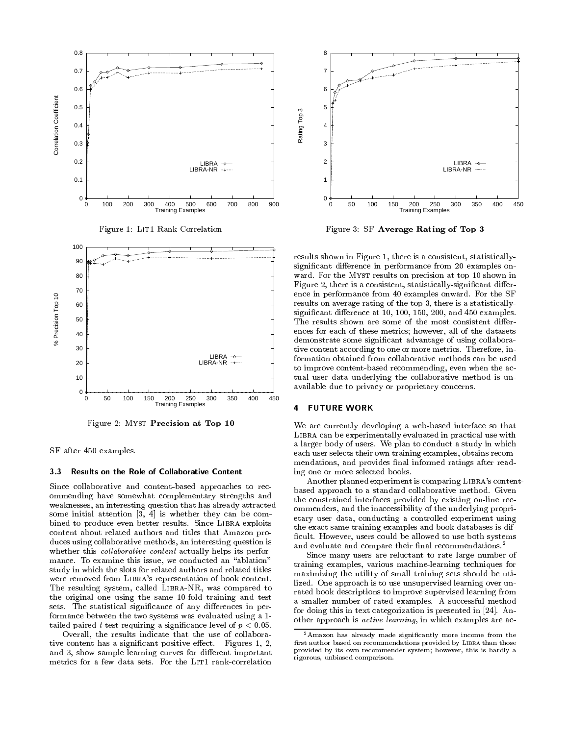0.8
0.7
0.6
0.5
0.4
0.3
0.2
0.1
0
Correlation Coefficient
0 100 200 300 400 500 600 700 800 900
Training Examples
LIBRA
LIBRA-NR

Figure 1: Lit1 Rank Correlation

100
90
80
70
60
50
40
30
20
10
0
% Precision Top 10
0 50 100 150 200 250 300 350 400 450
Training Examples
LIBRA
LIBRA-NR

Figure 2: Myst **Precision at Top 10**

8
7
6
5
4
3
2
1
0
Rating Top 3
0 50 100 150 200 250 300 350 400 450
Training Examples
LIBRA
LIBRA-NR

Figure 3: SF **Average Rating of Top 3**

SF after 450 examples.

### 3.3 Results on the Role of Collaborative Content

Since collaborative and content-based approaches to recommending have somewhat complementary strengths and weaknesses, an interesting question that has already attracted some initial attention [3, 4] is whether they can be combined to produce even better results. Since Libra exploits content about related authors and titles that Amazon produces using collaborative methods, an interesting question is whether this *collaborative content* actually helps its performance. To examine this issue, we conducted an "ablation" study in which the slots for related authors and related titles were removed from Libra's representation of book content. The resulting system, called Libra-NR, was compared to the original one using the same 10-fold training and test sets. The statistical significance of any differences in performance between the two systems was evaluated using a 1-tailed paired $t$-test requiring a significance level of $p < 0.05$.

Overall, the results indicate that the use of collaborative content has a significant positive effect. Figures 1, 2, and 3, show sample learning curves for different important metrics for a few data sets. For the Lit1 rank-correlation results shown in Figure 1, there is a consistent, statistically-significant difference in performance from 20 examples onward. For the Myst results on precision at top 10 shown in Figure 2, there is a consistent, statistically-significant difference in performance from 40 examples onward. For the SF results on average rating of the top 3, there is a statistically-significant difference at 10, 100, 150, 200, and 450 examples. The results shown are some of the most consistent differences for each of these metrics; however, all of the datasets demonstrate some significant advantage of using collaborative content according to one or more metrics. Therefore, information obtained from collaborative methods can be used to improve content-based recommending, even when the actual user data underlying the collaborative method is unavailable due to privacy or proprietary concerns.

## 4 FUTURE WORK

We are currently developing a web-based interface so that Libra can be experimentally evaluated in practical use with a larger body of users. We plan to conduct a study in which each user selects their own training examples, obtains recommendations, and provides final informed ratings after reading one or more selected books.

Another planned experiment is comparing Libra's content-based approach to a standard collaborative method. Given the constrained interfaces provided by existing on-line recommenders, and the inaccessibility of the underlying proprietary user data, conducting a controlled experiment using the exact same training examples and book databases is difficult. However, users could be allowed to use both systems and evaluate and compare their final recommendations.[2]

Since many users are reluctant to rate large number of training examples, various machine-learning techniques for maximizing the utility of small training sets should be utilized. One approach is to use unsupervised learning over unrated book descriptions to improve supervised learning from a smaller number of rated examples. A successful method for doing this in text categorization is presented in [24]. Another approach is *active learning*, in which examples are ac-

[2] Amazon has already made significantly more income from the first author based on recommendations provided by Libra than those provided by its own recommender system; however, this is hardly a rigorous, unbiased comparison.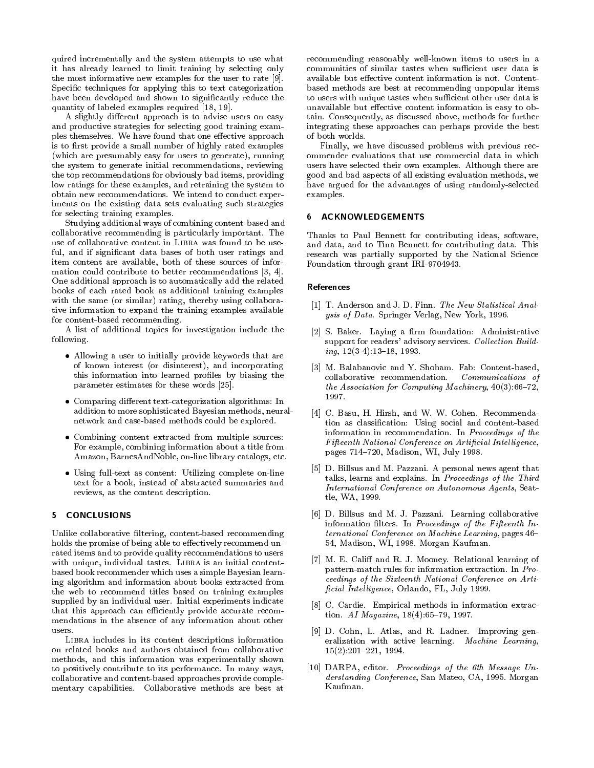quired incrementally and the system attempts to use what it has already learned to limit training by selecting only the most informative new examples for the user to rate [9]. Specific techniques for applying this to text categorization have been developed and shown to significantly reduce the quantity of labeled examples required [18, 19].

A slightly different approach is to advise users on easy and productive strategies for selecting good training examples themselves. We have found that one effective approach is to first provide a small number of highly rated examples (which are presumably easy for users to generate), running the system to generate initial recommendations, reviewing the top recommendations for obviously bad items, providing low ratings for these examples, and retraining the system to obtain new recommendations. We intend to conduct experiments on the existing data sets evaluating such strategies for selecting training examples.

Studying additional ways of combining content-based and collaborative recommending is particularly important. The use of collaborative content in Libra was found to be useful, and if significant data bases of both user ratings and item content are available, both of these sources of information could contribute to better recommendations [3, 4]. One additional approach is to automatically add the related books of each rated book as additional training examples with the same (or similar) rating, thereby using collaborative information to expand the training examples available for content-based recommending.

A list of additional topics for investigation include the following.

- Allowing a user to initially provide keywords that are of known interest (or disinterest), and incorporating this information into learned profiles by biasing the parameter estimates for these words [25].
- Comparing different text-categorization algorithms: In addition to more sophisticated Bayesian methods, neural-network and case-based methods could be explored.
- Combining content extracted from multiple sources: For example, combining information about a title from Amazon, BarnesAndNoble, on-line library catalogs, etc.
- Using full-text as content: Utilizing complete on-line text for a book, instead of abstracted summaries and reviews, as the content description.

## 5 CONCLUSIONS

Unlike collaborative filtering, content-based recommending holds the promise of being able to effectively recommend unrated items and to provide quality recommendations to users with unique, individual tastes. Libra is an initial content-based book recommender which uses a simple Bayesian learning algorithm and information about books extracted from the web to recommend titles based on training examples supplied by an individual user. Initial experiments indicate that this approach can efficiently provide accurate recommendations in the absence of any information about other users.

Libra includes in its content descriptions information on related books and authors obtained from collaborative methods, and this information was experimentally shown to positively contribute to its performance. In many ways, collaborative and content-based approaches provide complementary capabilities. Collaborative methods are best at recommending reasonably well-known items to users in a communities of similar tastes when sufficient user data is available but effective content information is not. Content-based methods are best at recommending unpopular items to users with unique tastes when sufficient other user data is unavailable but effective content information is easy to obtain. Consequently, as discussed above, methods for further integrating these approaches can perhaps provide the best of both worlds.

Finally, we have discussed problems with previous recommender evaluations that use commercial data in which users have selected their own examples. Although there are good and bad aspects of all existing evaluation methods, we have argued for the advantages of using randomly-selected examples.

## 6 ACKNOWLEDGEMENTS

Thanks to Paul Bennett for contributing ideas, software, and data, and to Tina Bennett for contributing data. This research was partially supported by the National Science Foundation through grant IRI-9704943.

### References

[1] T. Anderson and J. D. Finn. *The New Statistical Analysis of Data*. Springer Verlag, New York, 1996.

[2] S. Baker. Laying a firm foundation: Administrative support for readers' advisory services. *Collection Building*, 12(3-4):13–18, 1993.

[3] M. Balabanovic and Y. Shoham. Fab: Content-based, collaborative recommendation. *Communications of the Association for Computing Machinery*, 40(3):66–72, 1997.

[4] C. Basu, H. Hirsh, and W. W. Cohen. Recommendation as classification: Using social and content-based information in recommendation. In *Proceedings of the Fifteenth National Conference on Artificial Intelligence*, pages 714–720, Madison, WI, July 1998.

[5] D. Billsus and M. Pazzani. A personal news agent that talks, learns and explains. In *Proceedings of the Third International Conference on Autonomous Agents*, Seattle, WA, 1999.

[6] D. Billsus and M. J. Pazzani. Learning collaborative information filters. In *Proceedings of the Fifteenth International Conference on Machine Learning*, pages 46–54, Madison, WI, 1998. Morgan Kaufman.

[7] M. E. Califf and R. J. Mooney. Relational learning of pattern-match rules for information extraction. In *Proceedings of the Sixteenth National Conference on Artificial Intelligence*, Orlando, FL, July 1999.

[8] C. Cardie. Empirical methods in information extraction. *AI Magazine*, 18(4):65–79, 1997.

[9] D. Cohn, L. Atlas, and R. Ladner. Improving generalization with active learning. *Machine Learning*, 15(2):201–221, 1994.

[10] DARPA, editor. *Proceedings of the 6th Message Understanding Conference*, San Mateo, CA, 1995. Morgan Kaufman.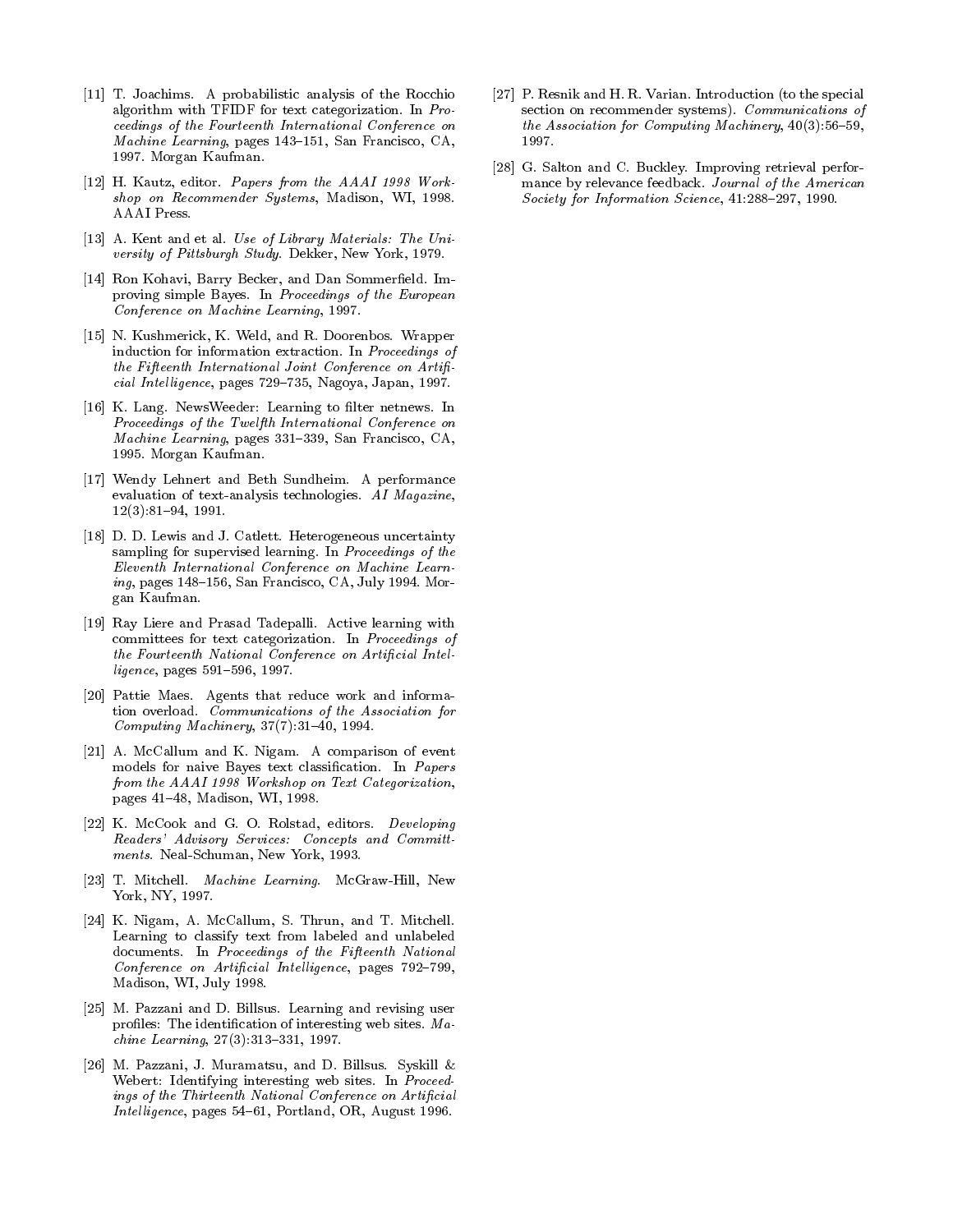[11] T. Joachims. A probabilistic analysis of the Rocchio algorithm with TFIDF for text categorization. In *Proceedings of the Fourteenth International Conference on Machine Learning*, pages 143–151, San Francisco, CA, 1997. Morgan Kaufman.

[12] H. Kautz, editor. *Papers from the AAAI 1998 Workshop on Recommender Systems*, Madison, WI, 1998. AAAI Press.

[13] A. Kent and et al. *Use of Library Materials: The University of Pittsburgh Study*. Dekker, New York, 1979.

[14] Ron Kohavi, Barry Becker, and Dan Sommerfield. Improving simple Bayes. In *Proceedings of the European Conference on Machine Learning*, 1997.

[15] N. Kushmerick, K. Weld, and R. Doorenbos. Wrapper induction for information extraction. In *Proceedings of the Fifteenth International Joint Conference on Artificial Intelligence*, pages 729–735, Nagoya, Japan, 1997.

[16] K. Lang. NewsWeeder: Learning to filter netnews. In *Proceedings of the Twelfth International Conference on Machine Learning*, pages 331–339, San Francisco, CA, 1995. Morgan Kaufman.

[17] Wendy Lehnert and Beth Sundheim. A performance evaluation of text-analysis technologies. *AI Magazine*, 12(3):81–94, 1991.

[18] D. D. Lewis and J. Catlett. Heterogeneous uncertainty sampling for supervised learning. In *Proceedings of the Eleventh International Conference on Machine Learning*, pages 148–156, San Francisco, CA, July 1994. Morgan Kaufman.

[19] Ray Liere and Prasad Tadepalli. Active learning with committees for text categorization. In *Proceedings of the Fourteenth National Conference on Artificial Intelligence*, pages 591–596, 1997.

[20] Pattie Maes. Agents that reduce work and information overload. *Communications of the Association for Computing Machinery*, 37(7):31–40, 1994.

[21] A. McCallum and K. Nigam. A comparison of event models for naive Bayes text classification. In *Papers from the AAAI 1998 Workshop on Text Categorization*, pages 41–48, Madison, WI, 1998.

[22] K. McCook and G. O. Rolstad, editors. *Developing Readers' Advisory Services: Concepts and Committments*. Neal-Schuman, New York, 1993.

[23] T. Mitchell. *Machine Learning*. McGraw-Hill, New York, NY, 1997.

[24] K. Nigam, A. McCallum, S. Thrun, and T. Mitchell. Learning to classify text from labeled and unlabeled documents. In *Proceedings of the Fifteenth National Conference on Artificial Intelligence*, pages 792–799, Madison, WI, July 1998.

[25] M. Pazzani and D. Billsus. Learning and revising user profiles: The identification of interesting web sites. *Machine Learning*, 27(3):313–331, 1997.

[26] M. Pazzani, J. Muramatsu, and D. Billsus. Syskill & Webert: Identifying interesting web sites. In *Proceedings of the Thirteenth National Conference on Artificial Intelligence*, pages 54–61, Portland, OR, August 1996.

[27] P. Resnik and H. R. Varian. Introduction (to the special section on recommender systems). *Communications of the Association for Computing Machinery*, 40(3):56–59, 1997.

[28] G. Salton and C. Buckley. Improving retrieval performance by relevance feedback. *Journal of the American Society for Information Science*, 41:288–297, 1990.